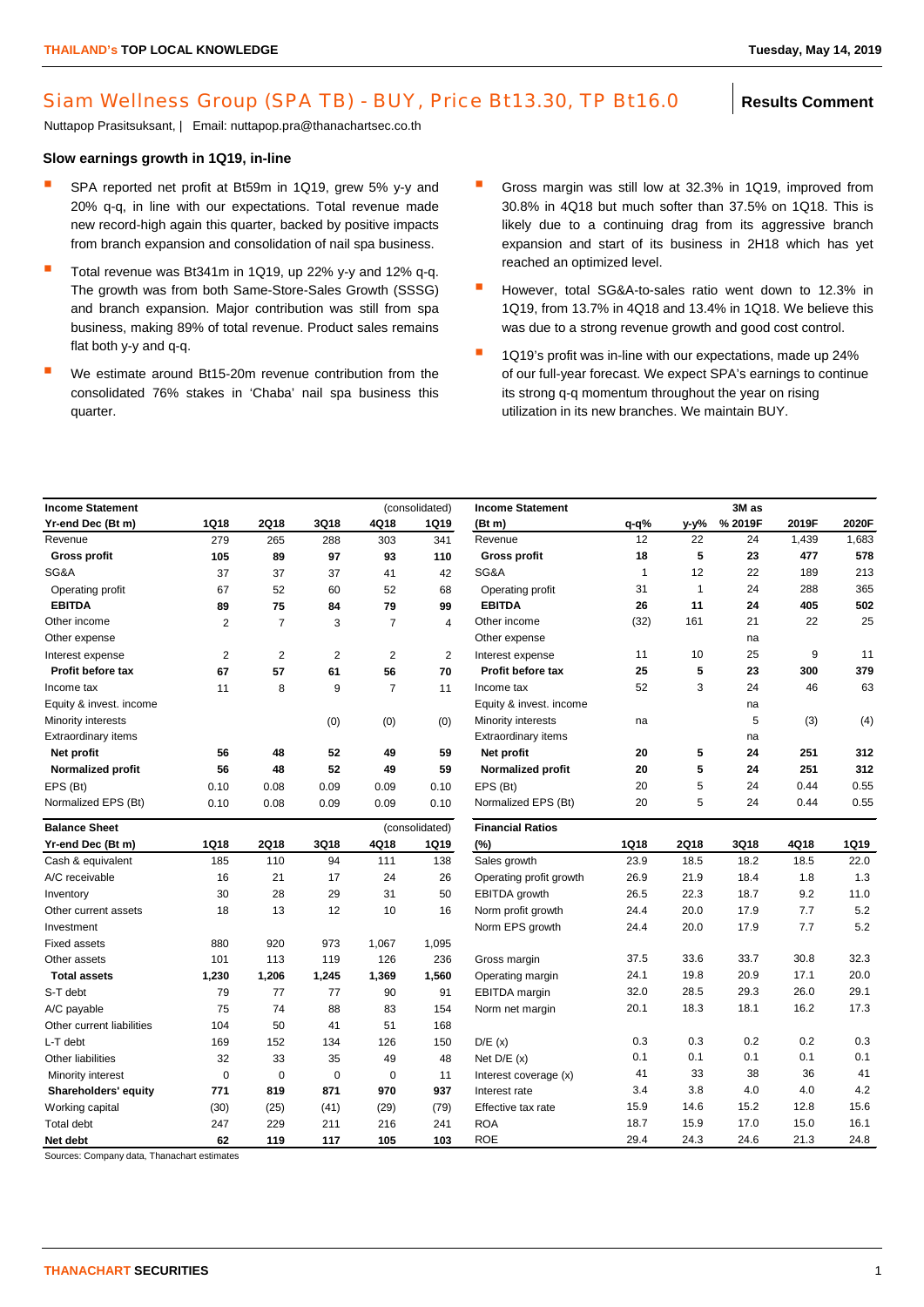# Siam Wellness Group (SPA TB) - BUY, Price Bt13.30, TP Bt16.0

**Results Comment**

Nuttapop Prasitsuksant, | Email: nuttapop.pra@thanachartsec.co.th

### Slow earnings growth in 1Q19, in-line

- SPA reported net profit at Bt59m in 1Q19, grew 5% y-y and 20% q-q, in line with our expectations. Total revenue made new record-high again this quarter, backed by positive impacts from branch expansion and consolidation of nail spa business.
- Total revenue was Bt341m in 1Q19, up 22% y-y and 12% q-q. The growth was from both Same-Store-Sales Growth (SSSG) and branch expansion. Major contribution was still from spa business, making 89% of total revenue. Product sales remains flat both y-y and q-q.
- We estimate around Bt15-20m revenue contribution from the consolidated 76% stakes in 'Chaba' nail spa business this quarter.
- Gross margin was still low at 32.3% in 1Q19, improved from 30.8% in 4Q18 but much softer than 37.5% on 1Q18. This is likely due to a continuing drag from its aggressive branch expansion and start of its business in 2H18 which has yet reached an optimized level.
- However, total SG&A-to-sales ratio went down to 12.3% in 1Q19, from 13.7% in 4Q18 and 13.4% in 1Q18. We believe this was due to a strong revenue growth and good cost control.
- 1Q19's profit was in-line with our expectations, made up 24% of our full-year forecast. We expect SPA's earnings to continue its strong q-q momentum throughout the year on rising utilization in its new branches. We maintain BUY.

| Income Statement | | | | | (consolidated) |
|---|---|---|---|---|---|
| Yr-end Dec (Bt m) | 1Q18 | 2Q18 | 3Q18 | 4Q18 | 1Q19 |
| Revenue | 279 | 265 | 288 | 303 | 341 |
| **Gross profit** | **105** | **89** | **97** | **93** | **110** |
| SG&A | 37 | 37 | 37 | 41 | 42 |
| Operating profit | 67 | 52 | 60 | 52 | 68 |
| **EBITDA** | **89** | **75** | **84** | **79** | **99** |
| Other income | 2 | 7 | 3 | 7 | 4 |
| Other expense | | | | | |
| Interest expense | 2 | 2 | 2 | 2 | 2 |
| **Profit before tax** | **67** | **57** | **61** | **56** | **70** |
| Income tax | 11 | 8 | 9 | 7 | 11 |
| Equity & invest. income | | | | | |
| Minority interests | | | (0) | (0) | (0) |
| Extraordinary items | | | | | |
| **Net profit** | **56** | **48** | **52** | **49** | **59** |
| **Normalized profit** | **56** | **48** | **52** | **49** | **59** |
| EPS (Bt) | 0.10 | 0.08 | 0.09 | 0.09 | 0.10 |
| Normalized EPS (Bt) | 0.10 | 0.08 | 0.09 | 0.09 | 0.10 |

| Income Statement | | | 3M as | | |
|---|---|---|---|---|---|
| (Bt m) | q-q% | y-y% | % 2019F | 2019F | 2020F |
| Revenue | 12 | 22 | 24 | 1,439 | 1,683 |
| **Gross profit** | **18** | **5** | **23** | **477** | **578** |
| SG&A | 1 | 12 | 22 | 189 | 213 |
| Operating profit | 31 | 1 | 24 | 288 | 365 |
| **EBITDA** | **26** | **11** | **24** | **405** | **502** |
| Other income | (32) | 161 | 21 | 22 | 25 |
| Other expense | | | na | | |
| Interest expense | 11 | 10 | 25 | 9 | 11 |
| **Profit before tax** | **25** | **5** | **23** | **300** | **379** |
| Income tax | 52 | 3 | 24 | 46 | 63 |
| Equity & invest. income | | | na | | |
| Minority interests | na | | 5 | (3) | (4) |
| Extraordinary items | | | na | | |
| **Net profit** | **20** | **5** | **24** | **251** | **312** |
| **Normalized profit** | **20** | **5** | **24** | **251** | **312** |
| EPS (Bt) | 20 | 5 | 24 | 0.44 | 0.55 |
| Normalized EPS (Bt) | 20 | 5 | 24 | 0.44 | 0.55 |

| Balance Sheet | | | | | (consolidated) |
|---|---|---|---|---|---|
| Yr-end Dec (Bt m) | 1Q18 | 2Q18 | 3Q18 | 4Q18 | 1Q19 |
| Cash & equivalent | 185 | 110 | 94 | 111 | 138 |
| A/C receivable | 16 | 21 | 17 | 24 | 26 |
| Inventory | 30 | 28 | 29 | 31 | 50 |
| Other current assets | 18 | 13 | 12 | 10 | 16 |
| Investment | | | | | |
| Fixed assets | 880 | 920 | 973 | 1,067 | 1,095 |
| Other assets | 101 | 113 | 119 | 126 | 236 |
| **Total assets** | **1,230** | **1,206** | **1,245** | **1,369** | **1,560** |
| S-T debt | 79 | 77 | 77 | 90 | 91 |
| A/C payable | 75 | 74 | 88 | 83 | 154 |
| Other current liabilities | 104 | 50 | 41 | 51 | 168 |
| L-T debt | 169 | 152 | 134 | 126 | 150 |
| Other liabilities | 32 | 33 | 35 | 49 | 48 |
| Minority interest | 0 | 0 | 0 | 0 | 11 |
| **Shareholders' equity** | **771** | **819** | **871** | **970** | **937** |
| Working capital | (30) | (25) | (41) | (29) | (79) |
| Total debt | 247 | 229 | 211 | 216 | 241 |
| **Net debt** | **62** | **119** | **117** | **105** | **103** |

| Financial Ratios | | | | | |
|---|---|---|---|---|---|
| (%) | 1Q18 | 2Q18 | 3Q18 | 4Q18 | 1Q19 |
| Sales growth | 23.9 | 18.5 | 18.2 | 18.5 | 22.0 |
| Operating profit growth | 26.9 | 21.9 | 18.4 | 1.8 | 1.3 |
| EBITDA growth | 26.5 | 22.3 | 18.7 | 9.2 | 11.0 |
| Norm profit growth | 24.4 | 20.0 | 17.9 | 7.7 | 5.2 |
| Norm EPS growth | 24.4 | 20.0 | 17.9 | 7.7 | 5.2 |
| Gross margin | 37.5 | 33.6 | 33.7 | 30.8 | 32.3 |
| Operating margin | 24.1 | 19.8 | 20.9 | 17.1 | 20.0 |
| EBITDA margin | 32.0 | 28.5 | 29.3 | 26.0 | 29.1 |
| Norm net margin | 20.1 | 18.3 | 18.1 | 16.2 | 17.3 |
| D/E (x) | 0.3 | 0.3 | 0.2 | 0.2 | 0.3 |
| Net D/E (x) | 0.1 | 0.1 | 0.1 | 0.1 | 0.1 |
| Interest coverage (x) | 41 | 33 | 38 | 36 | 41 |
| Interest rate | 3.4 | 3.8 | 4.0 | 4.0 | 4.2 |
| Effective tax rate | 15.9 | 14.6 | 15.2 | 12.8 | 15.6 |
| ROA | 18.7 | 15.9 | 17.0 | 15.0 | 16.1 |
| ROE | 29.4 | 24.3 | 24.6 | 21.3 | 24.8 |

Sources: Company data, Thanachart estimates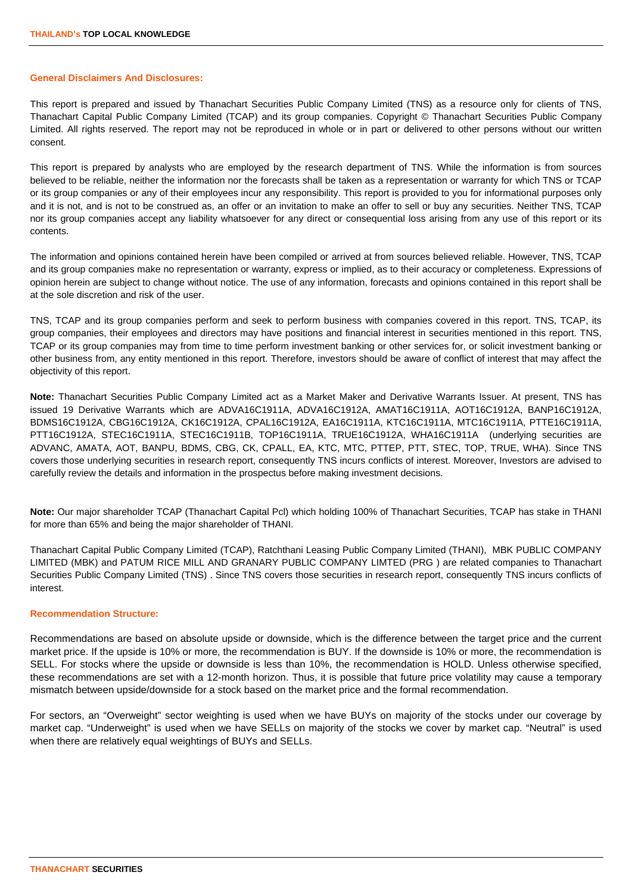## General Disclaimers And Disclosures:

This report is prepared and issued by Thanachart Securities Public Company Limited (TNS) as a resource only for clients of TNS, Thanachart Capital Public Company Limited (TCAP) and its group companies. Copyright © Thanachart Securities Public Company Limited. All rights reserved. The report may not be reproduced in whole or in part or delivered to other persons without our written consent.

This report is prepared by analysts who are employed by the research department of TNS. While the information is from sources believed to be reliable, neither the information nor the forecasts shall be taken as a representation or warranty for which TNS or TCAP or its group companies or any of their employees incur any responsibility. This report is provided to you for informational purposes only and it is not, and is not to be construed as, an offer or an invitation to make an offer to sell or buy any securities. Neither TNS, TCAP nor its group companies accept any liability whatsoever for any direct or consequential loss arising from any use of this report or its contents.

The information and opinions contained herein have been compiled or arrived at from sources believed reliable. However, TNS, TCAP and its group companies make no representation or warranty, express or implied, as to their accuracy or completeness. Expressions of opinion herein are subject to change without notice. The use of any information, forecasts and opinions contained in this report shall be at the sole discretion and risk of the user.

TNS, TCAP and its group companies perform and seek to perform business with companies covered in this report. TNS, TCAP, its group companies, their employees and directors may have positions and financial interest in securities mentioned in this report. TNS, TCAP or its group companies may from time to time perform investment banking or other services for, or solicit investment banking or other business from, any entity mentioned in this report. Therefore, investors should be aware of conflict of interest that may affect the objectivity of this report.

**Note:** Thanachart Securities Public Company Limited act as a Market Maker and Derivative Warrants Issuer. At present, TNS has issued 19 Derivative Warrants which are ADVA16C1911A, ADVA16C1912A, AMAT16C1911A, AOT16C1912A, BANP16C1912A, BDMS16C1912A, CBG16C1912A, CK16C1912A, CPAL16C1912A, EA16C1911A, KTC16C1911A, MTC16C1911A, PTTE16C1911A, PTT16C1912A, STEC16C1911A, STEC16C1911B, TOP16C1911A, TRUE16C1912A, WHA16C1911A (underlying securities are ADVANC, AMATA, AOT, BANPU, BDMS, CBG, CK, CPALL, EA, KTC, MTC, PTTEP, PTT, STEC, TOP, TRUE, WHA). Since TNS covers those underlying securities in research report, consequently TNS incurs conflicts of interest. Moreover, Investors are advised to carefully review the details and information in the prospectus before making investment decisions.

**Note:** Our major shareholder TCAP (Thanachart Capital Pcl) which holding 100% of Thanachart Securities, TCAP has stake in THANI for more than 65% and being the major shareholder of THANI.

Thanachart Capital Public Company Limited (TCAP), Ratchthani Leasing Public Company Limited (THANI), MBK PUBLIC COMPANY LIMITED (MBK) and PATUM RICE MILL AND GRANARY PUBLIC COMPANY LIMTED (PRG ) are related companies to Thanachart Securities Public Company Limited (TNS) . Since TNS covers those securities in research report, consequently TNS incurs conflicts of interest.

## Recommendation Structure:

Recommendations are based on absolute upside or downside, which is the difference between the target price and the current market price. If the upside is 10% or more, the recommendation is BUY. If the downside is 10% or more, the recommendation is SELL. For stocks where the upside or downside is less than 10%, the recommendation is HOLD. Unless otherwise specified, these recommendations are set with a 12-month horizon. Thus, it is possible that future price volatility may cause a temporary mismatch between upside/downside for a stock based on the market price and the formal recommendation.

For sectors, an “Overweight” sector weighting is used when we have BUYs on majority of the stocks under our coverage by market cap. “Underweight” is used when we have SELLs on majority of the stocks we cover by market cap. “Neutral” is used when there are relatively equal weightings of BUYs and SELLs.